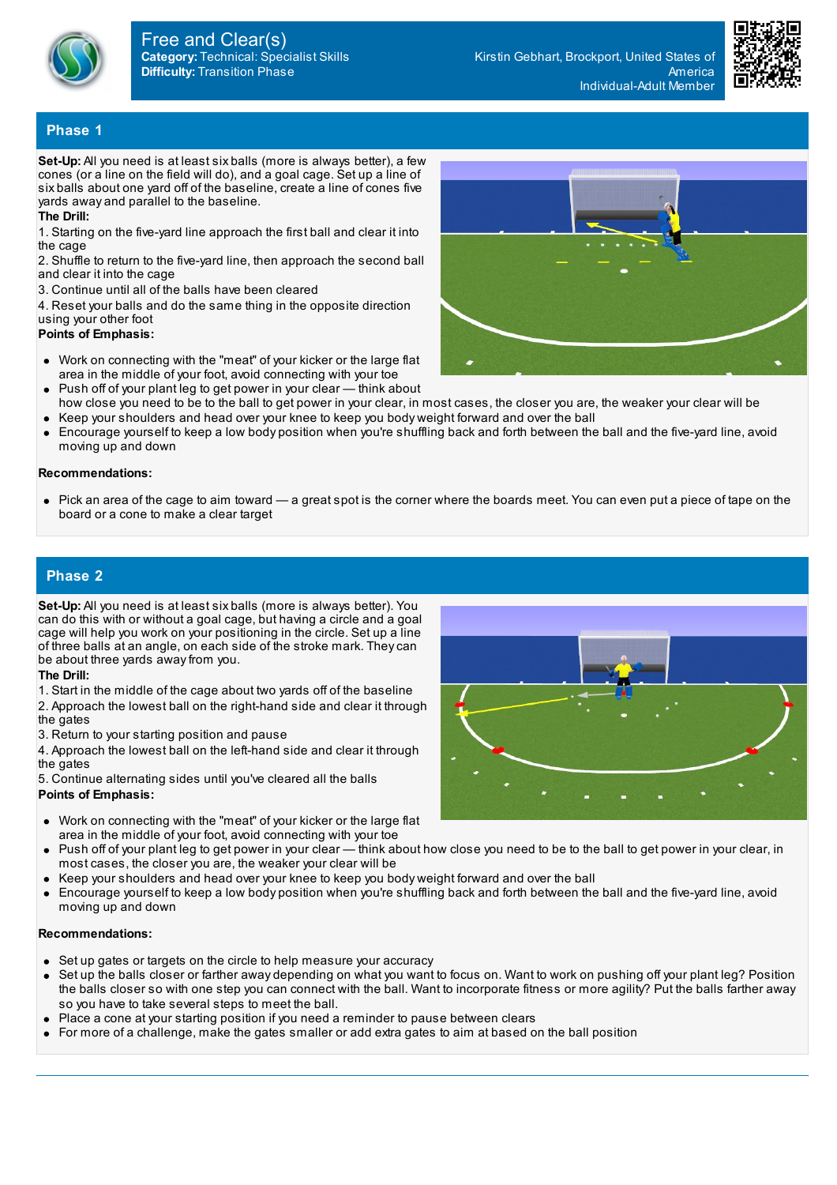# Free and Clear(s)

**Category:** Technical: Specialist Skills
**Difficulty:** Transition Phase

Kirstin Gebhart, Brockport, United States of America
Individual-Adult Member

## Phase 1

**Set-Up:** All you need is at least six balls (more is always better), a few cones (or a line on the field will do), and a goal cage. Set up a line of six balls about one yard off of the baseline, create a line of cones five yards away and parallel to the baseline.

**The Drill:**

1. Starting on the five-yard line approach the first ball and clear it into the cage
2. Shuffle to return to the five-yard line, then approach the second ball and clear it into the cage
3. Continue until all of the balls have been cleared
4. Reset your balls and do the same thing in the opposite direction using your other foot

**Points of Emphasis:**

- Work on connecting with the "meat" of your kicker or the large flat area in the middle of your foot, avoid connecting with your toe
- Push off of your plant leg to get power in your clear — think about how close you need to be to the ball to get power in your clear, in most cases, the closer you are, the weaker your clear will be
- Keep your shoulders and head over your knee to keep you body weight forward and over the ball
- Encourage yourself to keep a low body position when you're shuffling back and forth between the ball and the five-yard line, avoid moving up and down

**Recommendations:**

- Pick an area of the cage to aim toward — a great spot is the corner where the boards meet. You can even put a piece of tape on the board or a cone to make a clear target

## Phase 2

**Set-Up:** All you need is at least six balls (more is always better). You can do this with or without a goal cage, but having a circle and a goal cage will help you work on your positioning in the circle. Set up a line of three balls at an angle, on each side of the stroke mark. They can be about three yards away from you.

**The Drill:**

1. Start in the middle of the cage about two yards off of the baseline
2. Approach the lowest ball on the right-hand side and clear it through the gates
3. Return to your starting position and pause
4. Approach the lowest ball on the left-hand side and clear it through the gates
5. Continue alternating sides until you've cleared all the balls

**Points of Emphasis:**

- Work on connecting with the "meat" of your kicker or the large flat area in the middle of your foot, avoid connecting with your toe
- Push off of your plant leg to get power in your clear — think about how close you need to be to the ball to get power in your clear, in most cases, the closer you are, the weaker your clear will be
- Keep your shoulders and head over your knee to keep you body weight forward and over the ball
- Encourage yourself to keep a low body position when you're shuffling back and forth between the ball and the five-yard line, avoid moving up and down

**Recommendations:**

- Set up gates or targets on the circle to help measure your accuracy
- Set up the balls closer or farther away depending on what you want to focus on. Want to work on pushing off your plant leg? Position the balls closer so with one step you can connect with the ball. Want to incorporate fitness or more agility? Put the balls farther away so you have to take several steps to meet the ball.
- Place a cone at your starting position if you need a reminder to pause between clears
- For more of a challenge, make the gates smaller or add extra gates to aim at based on the ball position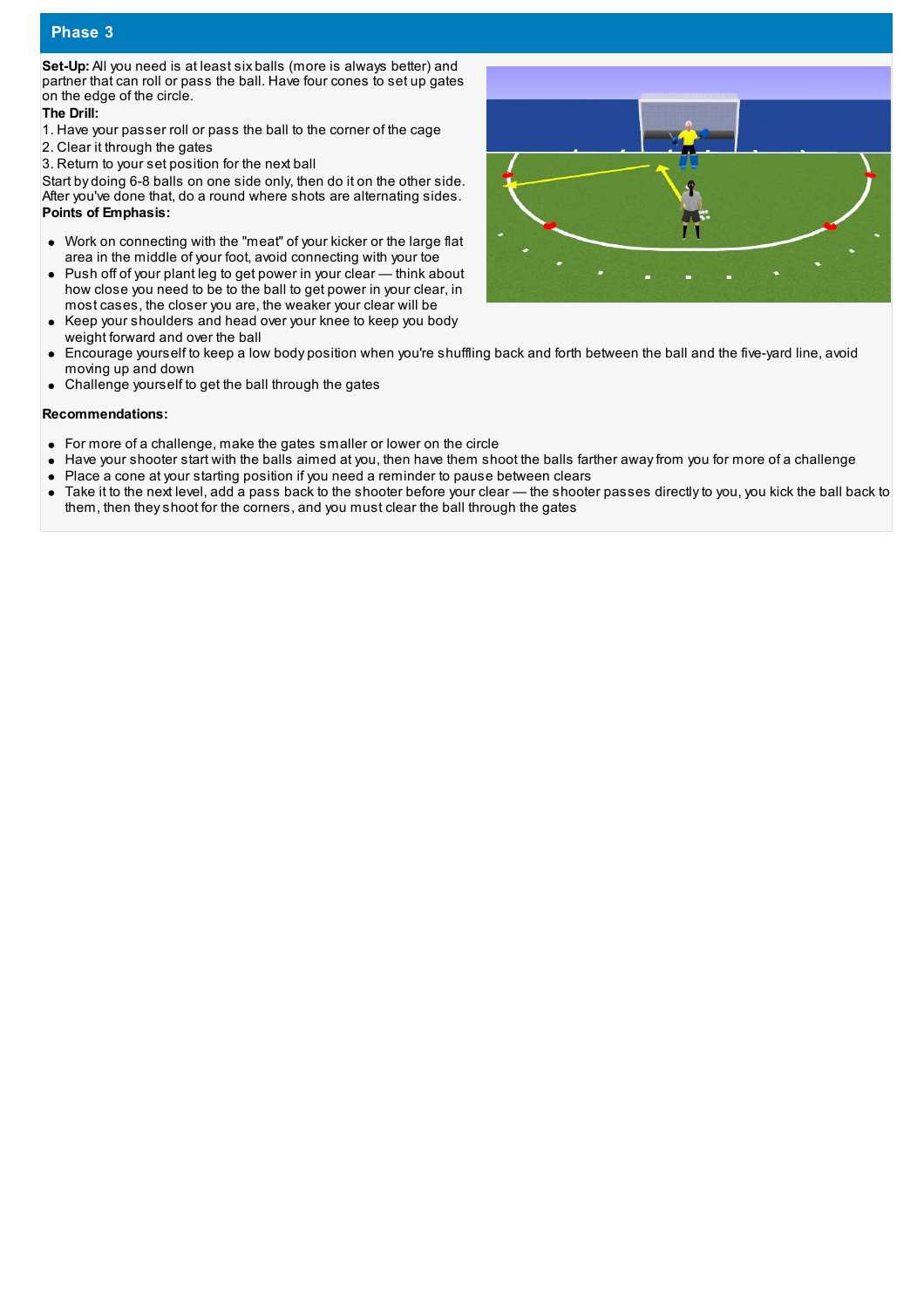## Phase 3

**Set-Up:** All you need is at least six balls (more is always better) and partner that can roll or pass the ball. Have four cones to set up gates on the edge of the circle.

**The Drill:**

1. Have your passer roll or pass the ball to the corner of the cage
2. Clear it through the gates
3. Return to your set position for the next ball

Start by doing 6-8 balls on one side only, then do it on the other side. After you've done that, do a round where shots are alternating sides.

**Points of Emphasis:**

- Work on connecting with the "meat" of your kicker or the large flat area in the middle of your foot, avoid connecting with your toe
- Push off of your plant leg to get power in your clear — think about how close you need to be to the ball to get power in your clear, in most cases, the closer you are, the weaker your clear will be
- Keep your shoulders and head over your knee to keep you body weight forward and over the ball
- Encourage yourself to keep a low body position when you're shuffling back and forth between the ball and the five-yard line, avoid moving up and down
- Challenge yourself to get the ball through the gates

**Recommendations:**

- For more of a challenge, make the gates smaller or lower on the circle
- Have your shooter start with the balls aimed at you, then have them shoot the balls farther away from you for more of a challenge
- Place a cone at your starting position if you need a reminder to pause between clears
- Take it to the next level, add a pass back to the shooter before your clear — the shooter passes directly to you, you kick the ball back to them, then they shoot for the corners, and you must clear the ball through the gates